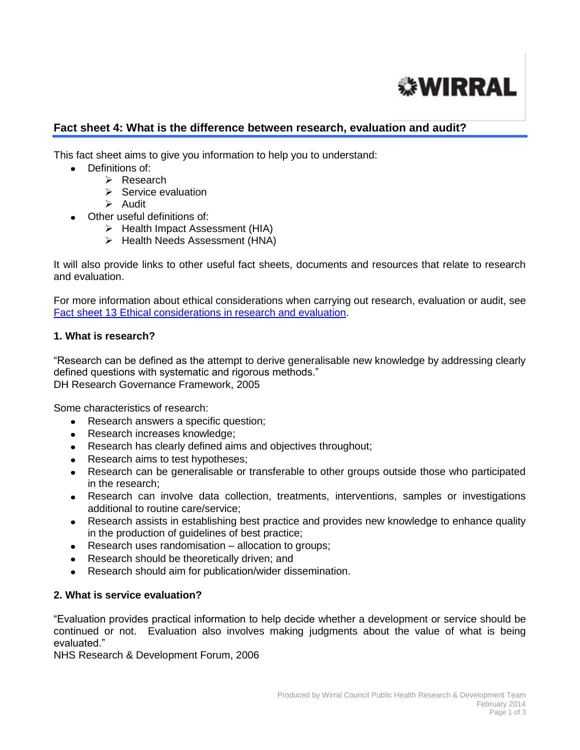WIRRAL

## Fact sheet 4: What is the difference between research, evaluation and audit?

This fact sheet aims to give you information to help you to understand:

- Definitions of:
  - Research
  - Service evaluation
  - Audit
- Other useful definitions of:
  - Health Impact Assessment (HIA)
  - Health Needs Assessment (HNA)

It will also provide links to other useful fact sheets, documents and resources that relate to research and evaluation.

For more information about ethical considerations when carrying out research, evaluation or audit, see [Fact sheet 13 Ethical considerations in research and evaluation](#).

### 1. What is research?

"Research can be defined as the attempt to derive generalisable new knowledge by addressing clearly defined questions with systematic and rigorous methods."
DH Research Governance Framework, 2005

Some characteristics of research:

- Research answers a specific question;
- Research increases knowledge;
- Research has clearly defined aims and objectives throughout;
- Research aims to test hypotheses;
- Research can be generalisable or transferable to other groups outside those who participated in the research;
- Research can involve data collection, treatments, interventions, samples or investigations additional to routine care/service;
- Research assists in establishing best practice and provides new knowledge to enhance quality in the production of guidelines of best practice;
- Research uses randomisation – allocation to groups;
- Research should be theoretically driven; and
- Research should aim for publication/wider dissemination.

### 2. What is service evaluation?

"Evaluation provides practical information to help decide whether a development or service should be continued or not. Evaluation also involves making judgments about the value of what is being evaluated."
NHS Research & Development Forum, 2006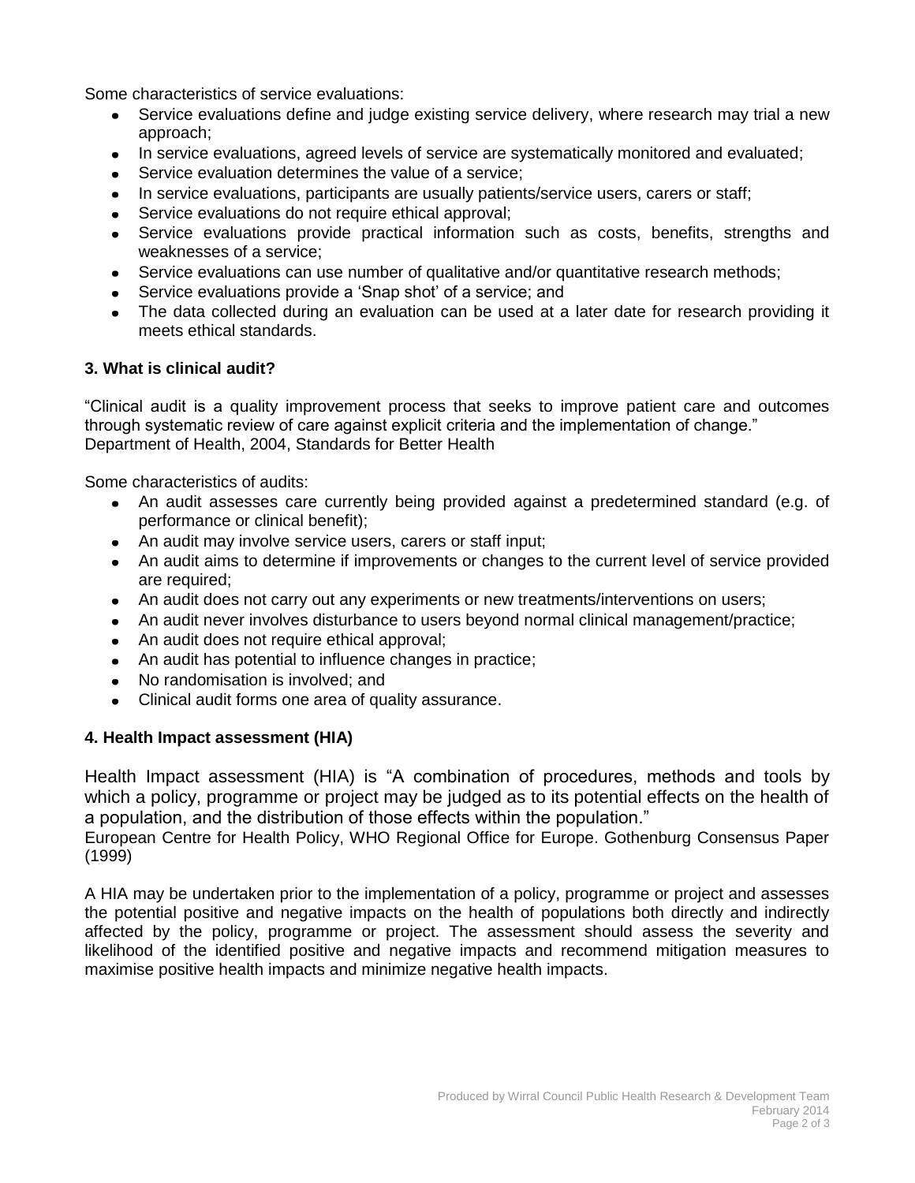Some characteristics of service evaluations:

- Service evaluations define and judge existing service delivery, where research may trial a new approach;
- In service evaluations, agreed levels of service are systematically monitored and evaluated;
- Service evaluation determines the value of a service;
- In service evaluations, participants are usually patients/service users, carers or staff;
- Service evaluations do not require ethical approval;
- Service evaluations provide practical information such as costs, benefits, strengths and weaknesses of a service;
- Service evaluations can use number of qualitative and/or quantitative research methods;
- Service evaluations provide a 'Snap shot' of a service; and
- The data collected during an evaluation can be used at a later date for research providing it meets ethical standards.

### 3. What is clinical audit?

"Clinical audit is a quality improvement process that seeks to improve patient care and outcomes through systematic review of care against explicit criteria and the implementation of change."
Department of Health, 2004, Standards for Better Health

Some characteristics of audits:

- An audit assesses care currently being provided against a predetermined standard (e.g. of performance or clinical benefit);
- An audit may involve service users, carers or staff input;
- An audit aims to determine if improvements or changes to the current level of service provided are required;
- An audit does not carry out any experiments or new treatments/interventions on users;
- An audit never involves disturbance to users beyond normal clinical management/practice;
- An audit does not require ethical approval;
- An audit has potential to influence changes in practice;
- No randomisation is involved; and
- Clinical audit forms one area of quality assurance.

### 4. Health Impact assessment (HIA)

Health Impact assessment (HIA) is "A combination of procedures, methods and tools by which a policy, programme or project may be judged as to its potential effects on the health of a population, and the distribution of those effects within the population."
European Centre for Health Policy, WHO Regional Office for Europe. Gothenburg Consensus Paper (1999)

A HIA may be undertaken prior to the implementation of a policy, programme or project and assesses the potential positive and negative impacts on the health of populations both directly and indirectly affected by the policy, programme or project. The assessment should assess the severity and likelihood of the identified positive and negative impacts and recommend mitigation measures to maximise positive health impacts and minimize negative health impacts.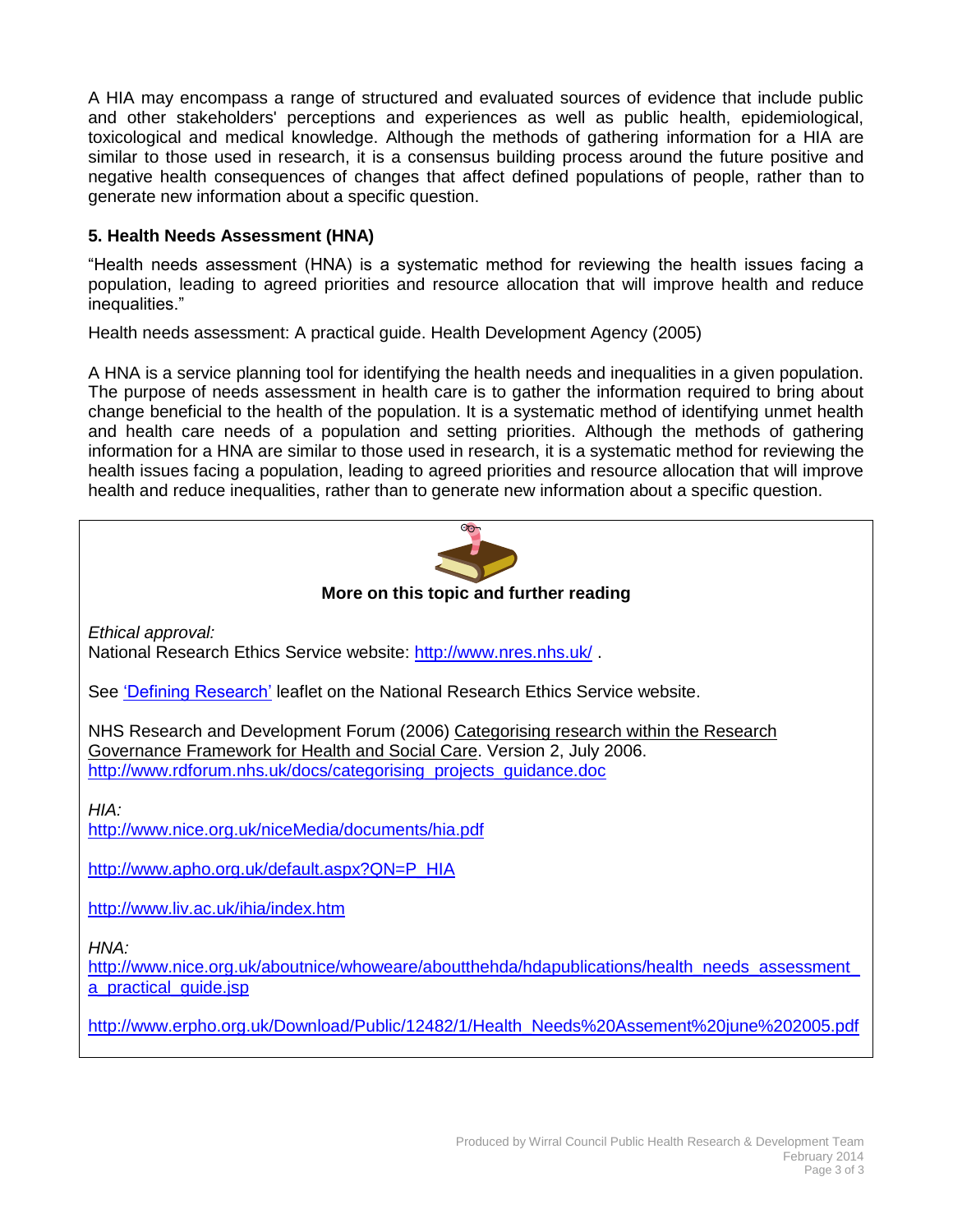A HIA may encompass a range of structured and evaluated sources of evidence that include public and other stakeholders' perceptions and experiences as well as public health, epidemiological, toxicological and medical knowledge. Although the methods of gathering information for a HIA are similar to those used in research, it is a consensus building process around the future positive and negative health consequences of changes that affect defined populations of people, rather than to generate new information about a specific question.

### 5. Health Needs Assessment (HNA)

"Health needs assessment (HNA) is a systematic method for reviewing the health issues facing a population, leading to agreed priorities and resource allocation that will improve health and reduce inequalities."

Health needs assessment: A practical guide. Health Development Agency (2005)

A HNA is a service planning tool for identifying the health needs and inequalities in a given population. The purpose of needs assessment in health care is to gather the information required to bring about change beneficial to the health of the population. It is a systematic method of identifying unmet health and health care needs of a population and setting priorities. Although the methods of gathering information for a HNA are similar to those used in research, it is a systematic method for reviewing the health issues facing a population, leading to agreed priorities and resource allocation that will improve health and reduce inequalities, rather than to generate new information about a specific question.

**More on this topic and further reading**

*Ethical approval:*
National Research Ethics Service website: http://www.nres.nhs.uk/ .

See 'Defining Research' leaflet on the National Research Ethics Service website.

NHS Research and Development Forum (2006) Categorising research within the Research Governance Framework for Health and Social Care. Version 2, July 2006.
http://www.rdforum.nhs.uk/docs/categorising_projects_guidance.doc

*HIA:*
http://www.nice.org.uk/niceMedia/documents/hia.pdf

http://www.apho.org.uk/default.aspx?QN=P_HIA

http://www.liv.ac.uk/ihia/index.htm

*HNA:*
http://www.nice.org.uk/aboutnice/whoweare/aboutthehda/hdapublications/health_needs_assessment_a_practical_guide.jsp

http://www.erpho.org.uk/Download/Public/12482/1/Health_Needs%20Assement%20june%202005.pdf

Produced by Wirral Council Public Health Research & Development Team
February 2014